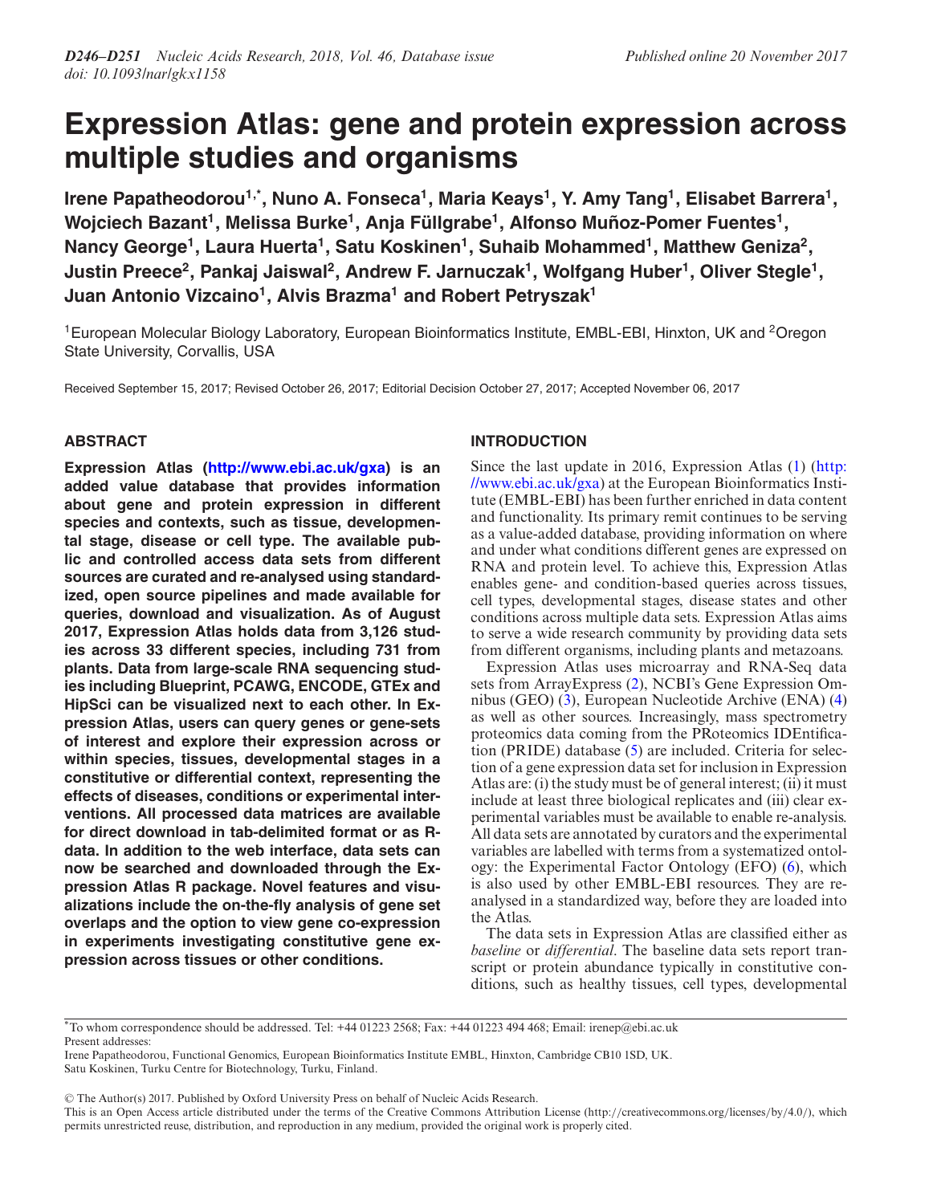# Expression Atlas: gene and protein expression across multiple studies and organisms

**Irene Papatheodorou[1,*], Nuno A. Fonseca[1], Maria Keays[1], Y. Amy Tang[1], Elisabet Barrera[1], Wojciech Bazant[1], Melissa Burke[1], Anja Füllgrabe[1], Alfonso Muñoz-Pomer Fuentes[1], Nancy George[1], Laura Huerta[1], Satu Koskinen[1], Suhaib Mohammed[1], Matthew Geniza[2], Justin Preece[2], Pankaj Jaiswal[2], Andrew F. Jarnuczak[1], Wolfgang Huber[1], Oliver Stegle[1], Juan Antonio Vizcaino[1], Alvis Brazma[1] and Robert Petryszak[1]**

[1]European Molecular Biology Laboratory, European Bioinformatics Institute, EMBL-EBI, Hinxton, UK and [2]Oregon State University, Corvallis, USA

Received September 15, 2017; Revised October 26, 2017; Editorial Decision October 27, 2017; Accepted November 06, 2017

## ABSTRACT

**Expression Atlas (http://www.ebi.ac.uk/gxa) is an added value database that provides information about gene and protein expression in different species and contexts, such as tissue, developmental stage, disease or cell type. The available public and controlled access data sets from different sources are curated and re-analysed using standardized, open source pipelines and made available for queries, download and visualization. As of August 2017, Expression Atlas holds data from 3,126 studies across 33 different species, including 731 from plants. Data from large-scale RNA sequencing studies including Blueprint, PCAWG, ENCODE, GTEx and HipSci can be visualized next to each other. In Expression Atlas, users can query genes or gene-sets of interest and explore their expression across or within species, tissues, developmental stages in a constitutive or differential context, representing the effects of diseases, conditions or experimental interventions. All processed data matrices are available for direct download in tab-delimited format or as R-data. In addition to the web interface, data sets can now be searched and downloaded through the Expression Atlas R package. Novel features and visualizations include the on-the-fly analysis of gene set overlaps and the option to view gene co-expression in experiments investigating constitutive gene expression across tissues or other conditions.**

## INTRODUCTION

Since the last update in 2016, Expression Atlas (1) (http://www.ebi.ac.uk/gxa) at the European Bioinformatics Institute (EMBL-EBI) has been further enriched in data content and functionality. Its primary remit continues to be serving as a value-added database, providing information on where and under what conditions different genes are expressed on RNA and protein level. To achieve this, Expression Atlas enables gene- and condition-based queries across tissues, cell types, developmental stages, disease states and other conditions across multiple data sets. Expression Atlas aims to serve a wide research community by providing data sets from different organisms, including plants and metazoans.

Expression Atlas uses microarray and RNA-Seq data sets from ArrayExpress (2), NCBI's Gene Expression Omnibus (GEO) (3), European Nucleotide Archive (ENA) (4) as well as other sources. Increasingly, mass spectrometry proteomics data coming from the PRoteomics IDEntification (PRIDE) database (5) are included. Criteria for selection of a gene expression data set for inclusion in Expression Atlas are: (i) the study must be of general interest; (ii) it must include at least three biological replicates and (iii) clear experimental variables must be available to enable re-analysis. All data sets are annotated by curators and the experimental variables are labelled with terms from a systematized ontology: the Experimental Factor Ontology (EFO) (6), which is also used by other EMBL-EBI resources. They are re-analysed in a standardized way, before they are loaded into the Atlas.

The data sets in Expression Atlas are classified either as *baseline* or *differential*. The baseline data sets report transcript or protein abundance typically in constitutive conditions, such as healthy tissues, cell types, developmental

*To whom correspondence should be addressed. Tel: +44 01223 2568; Fax: +44 01223 494 468; Email: irenep@ebi.ac.uk
Present addresses:
Irene Papatheodorou, Functional Genomics, European Bioinformatics Institute EMBL, Hinxton, Cambridge CB10 1SD, UK.
Satu Koskinen, Turku Centre for Biotechnology, Turku, Finland.

© The Author(s) 2017. Published by Oxford University Press on behalf of Nucleic Acids Research.
This is an Open Access article distributed under the terms of the Creative Commons Attribution License (http://creativecommons.org/licenses/by/4.0/), which permits unrestricted reuse, distribution, and reproduction in any medium, provided the original work is properly cited.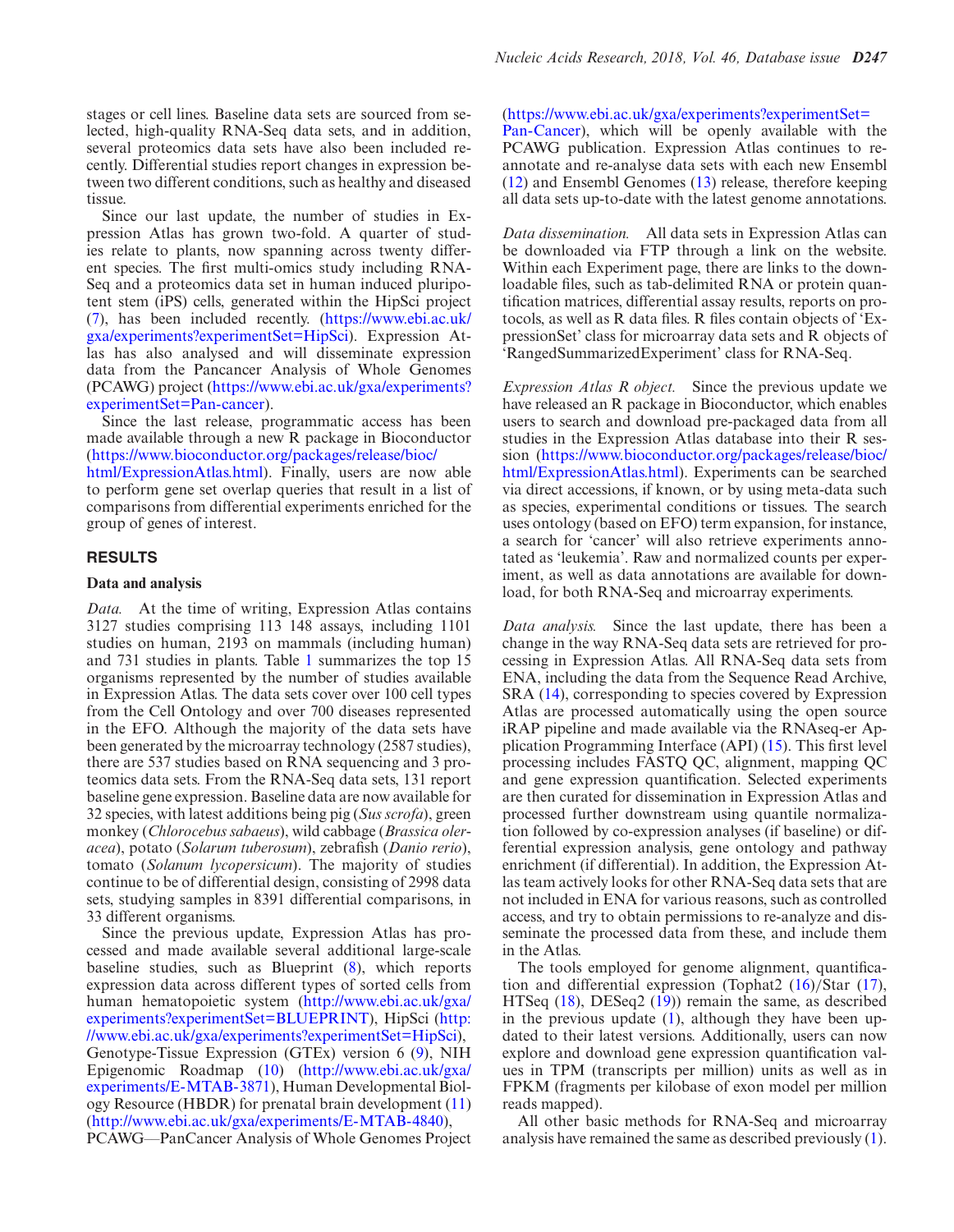stages or cell lines. Baseline data sets are sourced from selected, high-quality RNA-Seq data sets, and in addition, several proteomics data sets have also been included recently. Differential studies report changes in expression between two different conditions, such as healthy and diseased tissue.

Since our last update, the number of studies in Expression Atlas has grown two-fold. A quarter of studies relate to plants, now spanning across twenty different species. The first multi-omics study including RNA-Seq and a proteomics data set in human induced pluripotent stem (iPS) cells, generated within the HipSci project (7), has been included recently. (https://www.ebi.ac.uk/gxa/experiments?experimentSet=HipSci). Expression Atlas has also analysed and will disseminate expression data from the Pancancer Analysis of Whole Genomes (PCAWG) project (https://www.ebi.ac.uk/gxa/experiments?experimentSet=Pan-cancer).

Since the last release, programmatic access has been made available through a new R package in Bioconductor (https://www.bioconductor.org/packages/release/bioc/html/ExpressionAtlas.html). Finally, users are now able to perform gene set overlap queries that result in a list of comparisons from differential experiments enriched for the group of genes of interest.

## RESULTS

### Data and analysis

*Data.* At the time of writing, Expression Atlas contains 3127 studies comprising 113 148 assays, including 1101 studies on human, 2193 on mammals (including human) and 731 studies in plants. Table 1 summarizes the top 15 organisms represented by the number of studies available in Expression Atlas. The data sets cover over 100 cell types from the Cell Ontology and over 700 diseases represented in the EFO. Although the majority of the data sets have been generated by the microarray technology (2587 studies), there are 537 studies based on RNA sequencing and 3 proteomics data sets. From the RNA-Seq data sets, 131 report baseline gene expression. Baseline data are now available for 32 species, with latest additions being pig (*Sus scrofa*), green monkey (*Chlorocebus sabaeus*), wild cabbage (*Brassica oleracea*), potato (*Solarum tuberosum*), zebrafish (*Danio rerio*), tomato (*Solanum lycopersicum*). The majority of studies continue to be of differential design, consisting of 2998 data sets, studying samples in 8391 differential comparisons, in 33 different organisms.

Since the previous update, Expression Atlas has processed and made available several additional large-scale baseline studies, such as Blueprint (8), which reports expression data across different types of sorted cells from human hematopoietic system (http://www.ebi.ac.uk/gxa/experiments?experimentSet=BLUEPRINT), HipSci (http://www.ebi.ac.uk/gxa/experiments?experimentSet=HipSci), Genotype-Tissue Expression (GTEx) version 6 (9), NIH Epigenomic Roadmap (10) (http://www.ebi.ac.uk/gxa/experiments/E-MTAB-3871), Human Developmental Biology Resource (HBDR) for prenatal brain development (11) (http://www.ebi.ac.uk/gxa/experiments/E-MTAB-4840), PCAWG—PanCancer Analysis of Whole Genomes Project (https://www.ebi.ac.uk/gxa/experiments?experimentSet=Pan-Cancer), which will be openly available with the PCAWG publication. Expression Atlas continues to re-annotate and re-analyse data sets with each new Ensembl (12) and Ensembl Genomes (13) release, therefore keeping all data sets up-to-date with the latest genome annotations.

*Data dissemination.* All data sets in Expression Atlas can be downloaded via FTP through a link on the website. Within each Experiment page, there are links to the downloadable files, such as tab-delimited RNA or protein quantification matrices, differential assay results, reports on protocols, as well as R data files. R files contain objects of 'ExpressionSet' class for microarray data sets and R objects of 'RangedSummarizedExperiment' class for RNA-Seq.

*Expression Atlas R object.* Since the previous update we have released an R package in Bioconductor, which enables users to search and download pre-packaged data from all studies in the Expression Atlas database into their R session (https://www.bioconductor.org/packages/release/bioc/html/ExpressionAtlas.html). Experiments can be searched via direct accessions, if known, or by using meta-data such as species, experimental conditions or tissues. The search uses ontology (based on EFO) term expansion, for instance, a search for 'cancer' will also retrieve experiments annotated as 'leukemia'. Raw and normalized counts per experiment, as well as data annotations are available for download, for both RNA-Seq and microarray experiments.

*Data analysis.* Since the last update, there has been a change in the way RNA-Seq data sets are retrieved for processing in Expression Atlas. All RNA-Seq data sets from ENA, including the data from the Sequence Read Archive, SRA (14), corresponding to species covered by Expression Atlas are processed automatically using the open source iRAP pipeline and made available via the RNAseq-er Application Programming Interface (API) (15). This first level processing includes FASTQ QC, alignment, mapping QC and gene expression quantification. Selected experiments are then curated for dissemination in Expression Atlas and processed further downstream using quantile normalization followed by co-expression analyses (if baseline) or differential expression analysis, gene ontology and pathway enrichment (if differential). In addition, the Expression Atlas team actively looks for other RNA-Seq data sets that are not included in ENA for various reasons, such as controlled access, and try to obtain permissions to re-analyze and disseminate the processed data from these, and include them in the Atlas.

The tools employed for genome alignment, quantification and differential expression (Tophat2 (16)/Star (17), HTSeq (18), DESeq2 (19)) remain the same, as described in the previous update (1), although they have been updated to their latest versions. Additionally, users can now explore and download gene expression quantification values in TPM (transcripts per million) units as well as in FPKM (fragments per kilobase of exon model per million reads mapped).

All other basic methods for RNA-Seq and microarray analysis have remained the same as described previously (1).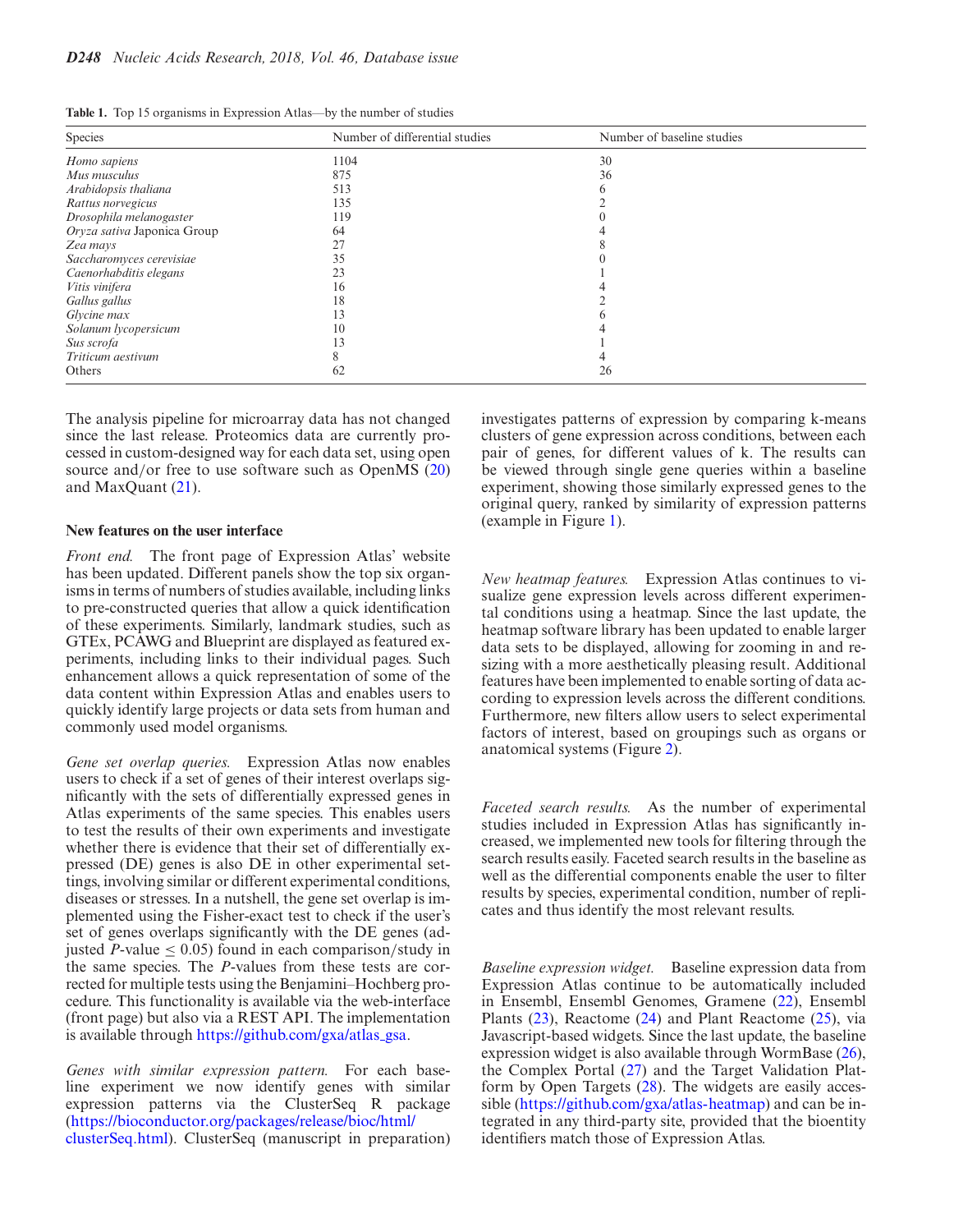**Table 1.** Top 15 organisms in Expression Atlas—by the number of studies

| Species | Number of differential studies | Number of baseline studies |
|---|---|---|
| *Homo sapiens* | 1104 | 30 |
| *Mus musculus* | 875 | 36 |
| *Arabidopsis thaliana* | 513 | 6 |
| *Rattus norvegicus* | 135 | 2 |
| *Drosophila melanogaster* | 119 | 0 |
| *Oryza sativa* Japonica Group | 64 | 4 |
| *Zea mays* | 27 | 8 |
| *Saccharomyces cerevisiae* | 35 | 0 |
| *Caenorhabditis elegans* | 23 | 1 |
| *Vitis vinifera* | 16 | 4 |
| *Gallus gallus* | 18 | 2 |
| *Glycine max* | 13 | 6 |
| *Solanum lycopersicum* | 10 | 4 |
| *Sus scrofa* | 13 | 1 |
| *Triticum aestivum* | 8 | 4 |
| Others | 62 | 26 |

The analysis pipeline for microarray data has not changed since the last release. Proteomics data are currently processed in custom-designed way for each data set, using open source and/or free to use software such as OpenMS (20) and MaxQuant (21).

### New features on the user interface

*Front end.* The front page of Expression Atlas' website has been updated. Different panels show the top six organisms in terms of numbers of studies available, including links to pre-constructed queries that allow a quick identification of these experiments. Similarly, landmark studies, such as GTEx, PCAWG and Blueprint are displayed as featured experiments, including links to their individual pages. Such enhancement allows a quick representation of some of the data content within Expression Atlas and enables users to quickly identify large projects or data sets from human and commonly used model organisms.

*Gene set overlap queries.* Expression Atlas now enables users to check if a set of genes of their interest overlaps significantly with the sets of differentially expressed genes in Atlas experiments of the same species. This enables users to test the results of their own experiments and investigate whether there is evidence that their set of differentially expressed (DE) genes is also DE in other experimental settings, involving similar or different experimental conditions, diseases or stresses. In a nutshell, the gene set overlap is implemented using the Fisher-exact test to check if the user's set of genes overlaps significantly with the DE genes (adjusted $P$-value $\leq 0.05$) found in each comparison/study in the same species. The $P$-values from these tests are corrected for multiple tests using the Benjamini–Hochberg procedure. This functionality is available via the web-interface (front page) but also via a REST API. The implementation is available through https://github.com/gxa/atlas_gsa.

*Genes with similar expression pattern.* For each baseline experiment we now identify genes with similar expression patterns via the ClusterSeq R package (https://bioconductor.org/packages/release/bioc/html/clusterSeq.html). ClusterSeq (manuscript in preparation) investigates patterns of expression by comparing k-means clusters of gene expression across conditions, between each pair of genes, for different values of k. The results can be viewed through single gene queries within a baseline experiment, showing those similarly expressed genes to the original query, ranked by similarity of expression patterns (example in Figure 1).

*New heatmap features.* Expression Atlas continues to visualize gene expression levels across different experimental conditions using a heatmap. Since the last update, the heatmap software library has been updated to enable larger data sets to be displayed, allowing for zooming in and resizing with a more aesthetically pleasing result. Additional features have been implemented to enable sorting of data according to expression levels across the different conditions. Furthermore, new filters allow users to select experimental factors of interest, based on groupings such as organs or anatomical systems (Figure 2).

*Faceted search results.* As the number of experimental studies included in Expression Atlas has significantly increased, we implemented new tools for filtering through the search results easily. Faceted search results in the baseline as well as the differential components enable the user to filter results by species, experimental condition, number of replicates and thus identify the most relevant results.

*Baseline expression widget.* Baseline expression data from Expression Atlas continue to be automatically included in Ensembl, Ensembl Genomes, Gramene (22), Ensembl Plants (23), Reactome (24) and Plant Reactome (25), via Javascript-based widgets. Since the last update, the baseline expression widget is also available through WormBase (26), the Complex Portal (27) and the Target Validation Platform by Open Targets (28). The widgets are easily accessible (https://github.com/gxa/atlas-heatmap) and can be integrated in any third-party site, provided that the bioentity identifiers match those of Expression Atlas.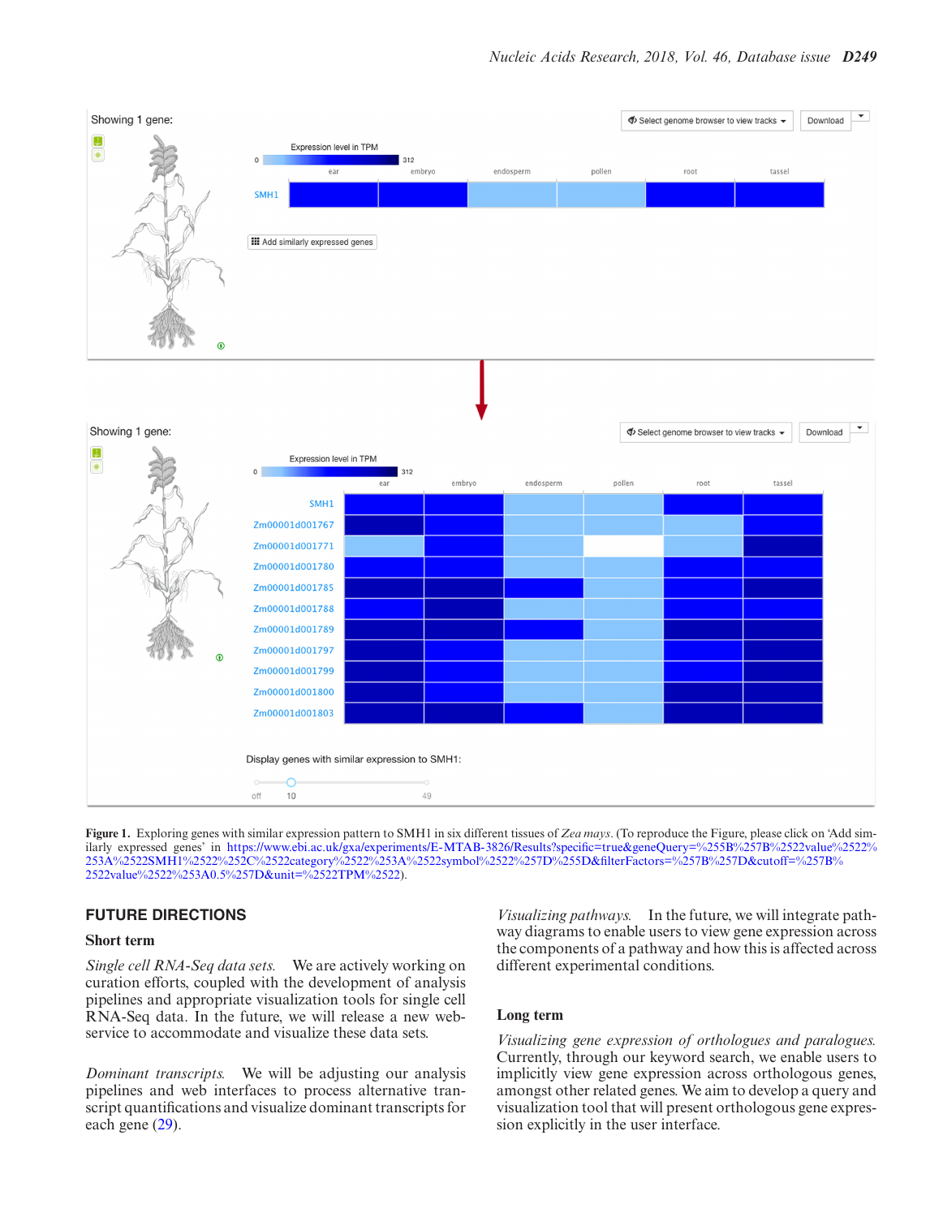**Figure 1.** Exploring genes with similar expression pattern to SMH1 in six different tissues of *Zea mays*. (To reproduce the Figure, please click on 'Add similarly expressed genes' in https://www.ebi.ac.uk/gxa/experiments/E-MTAB-3826/Results?specific=true&geneQuery=%255B%257B%2522value%2522%253A%2522SMH1%2522%252C%2522category%2522%253A%2522symbol%2522%257D%255D&filterFactors=%257B%257D&cutoff=%257B%2522value%2522%253A0.5%257D&unit=%2522TPM%2522).

## FUTURE DIRECTIONS

### Short term

*Single cell RNA-Seq data sets.* We are actively working on curation efforts, coupled with the development of analysis pipelines and appropriate visualization tools for single cell RNA-Seq data. In the future, we will release a new web-service to accommodate and visualize these data sets.

*Dominant transcripts.* We will be adjusting our analysis pipelines and web interfaces to process alternative transcript quantifications and visualize dominant transcripts for each gene (29).

*Visualizing pathways.* In the future, we will integrate pathway diagrams to enable users to view gene expression across the components of a pathway and how this is affected across different experimental conditions.

### Long term

*Visualizing gene expression of orthologues and paralogues.* Currently, through our keyword search, we enable users to implicitly view gene expression across orthologous genes, amongst other related genes. We aim to develop a query and visualization tool that will present orthologous gene expression explicitly in the user interface.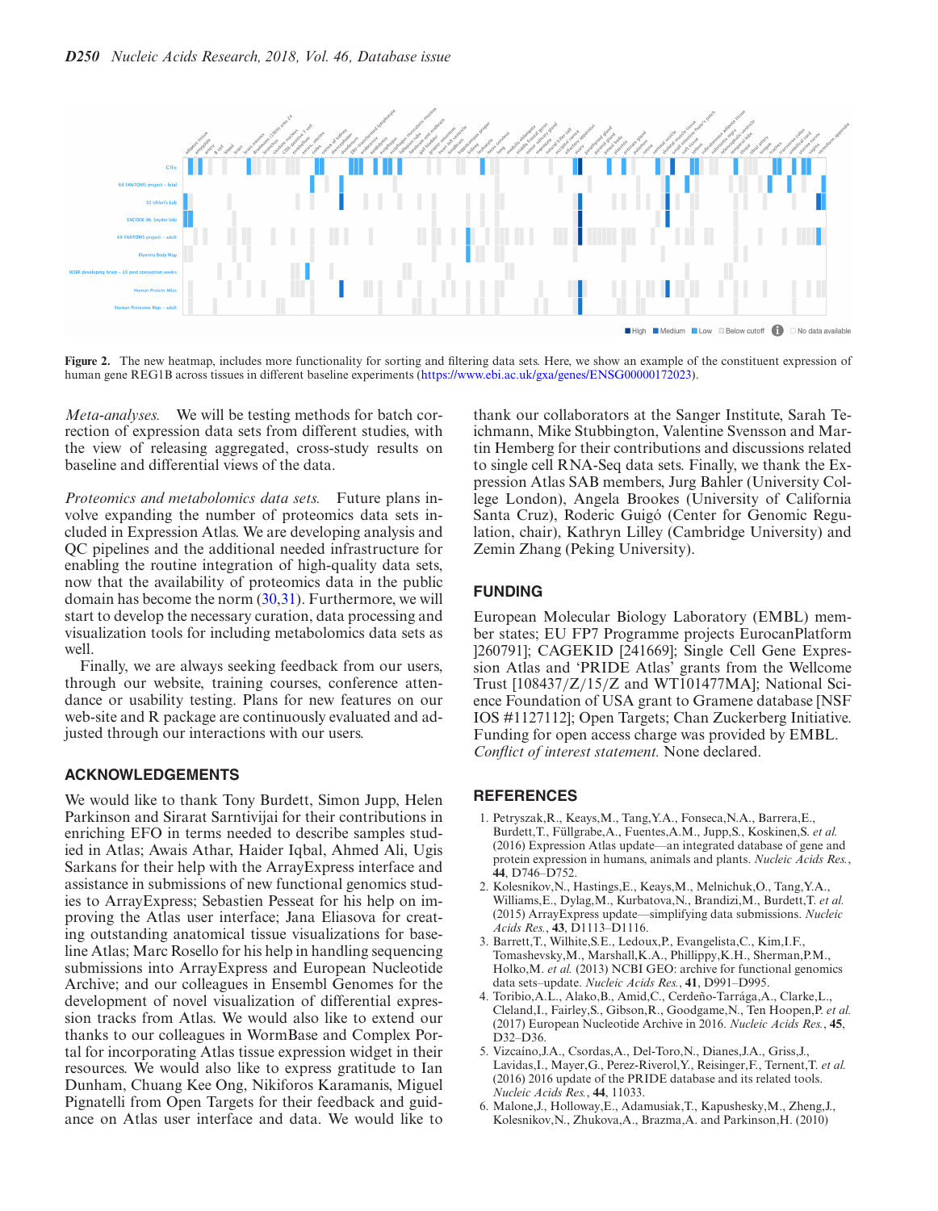**Figure 2.** The new heatmap, includes more functionality for sorting and filtering data sets. Here, we show an example of the constituent expression of human gene REG1B across tissues in different baseline experiments (https://www.ebi.ac.uk/gxa/genes/ENSG00000172023).

*Meta-analyses.* We will be testing methods for batch correction of expression data sets from different studies, with the view of releasing aggregated, cross-study results on baseline and differential views of the data.

*Proteomics and metabolomics data sets.* Future plans involve expanding the number of proteomics data sets included in Expression Atlas. We are developing analysis and QC pipelines and the additional needed infrastructure for enabling the routine integration of high-quality data sets, now that the availability of proteomics data in the public domain has become the norm (30,31). Furthermore, we will start to develop the necessary curation, data processing and visualization tools for including metabolomics data sets as well.

Finally, we are always seeking feedback from our users, through our website, training courses, conference attendance or usability testing. Plans for new features on our web-site and R package are continuously evaluated and adjusted through our interactions with our users.

## ACKNOWLEDGEMENTS

We would like to thank Tony Burdett, Simon Jupp, Helen Parkinson and Sirarat Sarntivijai for their contributions in enriching EFO in terms needed to describe samples studied in Atlas; Awais Athar, Haider Iqbal, Ahmed Ali, Ugis Sarkans for their help with the ArrayExpress interface and assistance in submissions of new functional genomics studies to ArrayExpress; Sebastien Pesseat for his help on improving the Atlas user interface; Jana Eliasova for creating outstanding anatomical tissue visualizations for baseline Atlas; Marc Rosello for his help in handling sequencing submissions into ArrayExpress and European Nucleotide Archive; and our colleagues in Ensembl Genomes for the development of novel visualization of differential expression tracks from Atlas. We would also like to extend our thanks to our colleagues in WormBase and Complex Portal for incorporating Atlas tissue expression widget in their resources. We would also like to express gratitude to Ian Dunham, Chuang Kee Ong, Nikiforos Karamanis, Miguel Pignatelli from Open Targets for their feedback and guidance on Atlas user interface and data. We would like to thank our collaborators at the Sanger Institute, Sarah Teichmann, Mike Stubbington, Valentine Svensson and Martin Hemberg for their contributions and discussions related to single cell RNA-Seq data sets. Finally, we thank the Expression Atlas SAB members, Jurg Bahler (University College London), Angela Brookes (University of California Santa Cruz), Roderic Guigó (Center for Genomic Regulation, chair), Kathryn Lilley (Cambridge University) and Zemin Zhang (Peking University).

## FUNDING

European Molecular Biology Laboratory (EMBL) member states; EU FP7 Programme projects EurocanPlatform ]260791]; CAGEKID [241669]; Single Cell Gene Expression Atlas and 'PRIDE Atlas' grants from the Wellcome Trust [108437/Z/15/Z and WT101477MA]; National Science Foundation of USA grant to Gramene database [NSF IOS #1127112]; Open Targets; Chan Zuckerberg Initiative. Funding for open access charge was provided by EMBL.

*Conflict of interest statement.* None declared.

## REFERENCES

1. Petryszak,R., Keays,M., Tang,Y.A., Fonseca,N.A., Barrera,E., Burdett,T., Füllgrabe,A., Fuentes,A.M., Jupp,S., Koskinen,S. *et al.* (2016) Expression Atlas update—an integrated database of gene and protein expression in humans, animals and plants. *Nucleic Acids Res.*, **44**, D746–D752.
2. Kolesnikov,N., Hastings,E., Keays,M., Melnichuk,O., Tang,Y.A., Williams,E., Dylag,M., Kurbatova,N., Brandizi,M., Burdett,T. *et al.* (2015) ArrayExpress update—simplifying data submissions. *Nucleic Acids Res.*, **43**, D1113–D1116.
3. Barrett,T., Wilhite,S.E., Ledoux,P., Evangelista,C., Kim,I.F., Tomashevsky,M., Marshall,K.A., Phillippy,K.H., Sherman,P.M., Holko,M. *et al.* (2013) NCBI GEO: archive for functional genomics data sets–update. *Nucleic Acids Res.*, **41**, D991–D995.
4. Toribio,A.L., Alako,B., Amid,C., Cerdeño-Tarrága,A., Clarke,L., Cleland,I., Fairley,S., Gibson,R., Goodgame,N., Ten Hoopen,P. *et al.* (2017) European Nucleotide Archive in 2016. *Nucleic Acids Res.*, **45**, D32–D36.
5. Vizcaíno,J.A., Csordas,A., Del-Toro,N., Dianes,J.A., Griss,J., Lavidas,I., Mayer,G., Perez-Riverol,Y., Reisinger,F., Ternent,T. *et al.* (2016) 2016 update of the PRIDE database and its related tools. *Nucleic Acids Res.*, **44**, 11033.
6. Malone,J., Holloway,E., Adamusiak,T., Kapushesky,M., Zheng,J., Kolesnikov,N., Zhukova,A., Brazma,A. and Parkinson,H. (2010)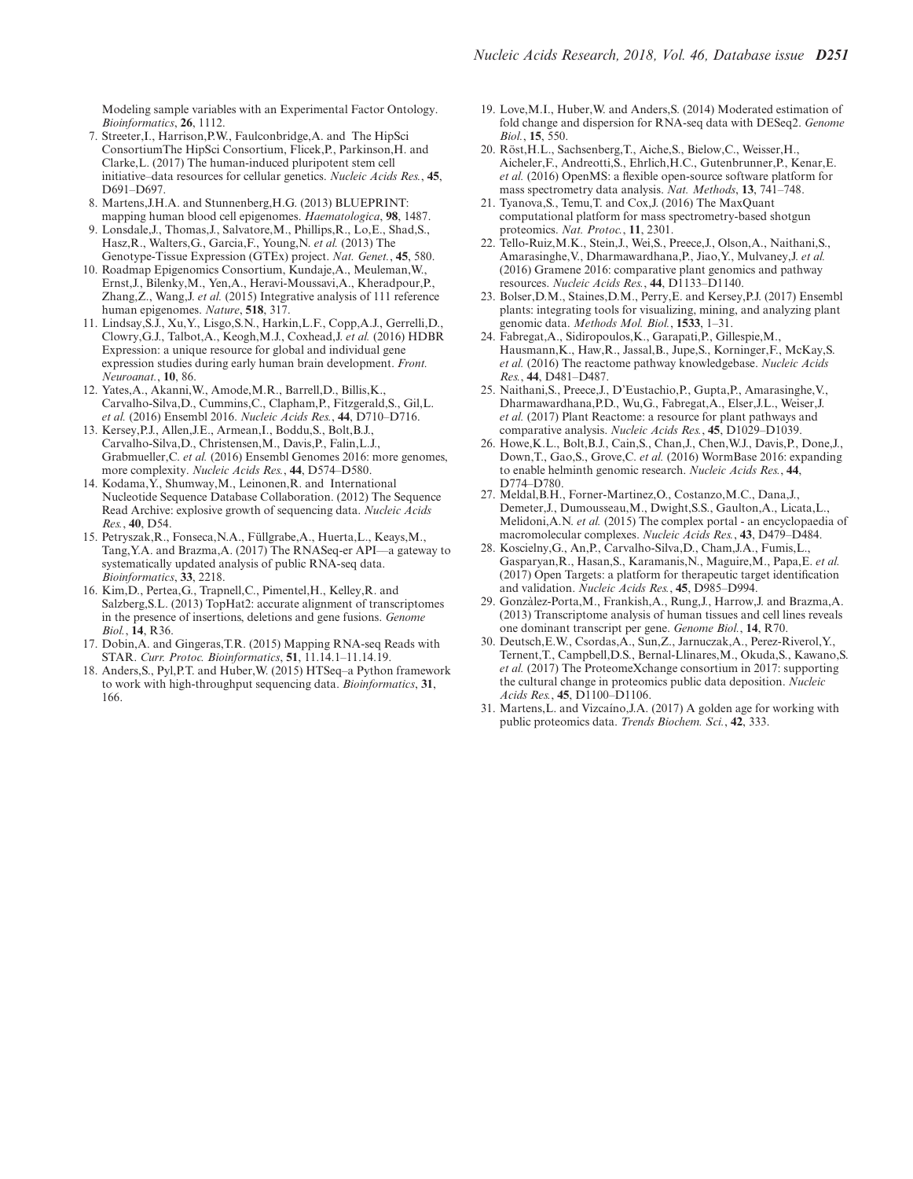Modeling sample variables with an Experimental Factor Ontology. *Bioinformatics*, **26**, 1112.

7. Streeter,I., Harrison,P.W., Faulconbridge,A. and The HipSci ConsortiumThe HipSci Consortium, Flicek,P., Parkinson,H. and Clarke,L. (2017) The human-induced pluripotent stem cell initiative–data resources for cellular genetics. *Nucleic Acids Res.*, **45**, D691–D697.
8. Martens,J.H.A. and Stunnenberg,H.G. (2013) BLUEPRINT: mapping human blood cell epigenomes. *Haematologica*, **98**, 1487.
9. Lonsdale,J., Thomas,J., Salvatore,M., Phillips,R., Lo,E., Shad,S., Hasz,R., Walters,G., Garcia,F., Young,N. *et al.* (2013) The Genotype-Tissue Expression (GTEx) project. *Nat. Genet.*, **45**, 580.
10. Roadmap Epigenomics Consortium, Kundaje,A., Meuleman,W., Ernst,J., Bilenky,M., Yen,A., Heravi-Moussavi,A., Kheradpour,P., Zhang,Z., Wang,J. *et al.* (2015) Integrative analysis of 111 reference human epigenomes. *Nature*, **518**, 317.
11. Lindsay,S.J., Xu,Y., Lisgo,S.N., Harkin,L.F., Copp,A.J., Gerrelli,D., Clowry,G.J., Talbot,A., Keogh,M.J., Coxhead,J. *et al.* (2016) HDBR Expression: a unique resource for global and individual gene expression studies during early human brain development. *Front. Neuroanat.*, **10**, 86.
12. Yates,A., Akanni,W., Amode,M.R., Barrell,D., Billis,K., Carvalho-Silva,D., Cummins,C., Clapham,P., Fitzgerald,S., Gil,L. *et al.* (2016) Ensembl 2016. *Nucleic Acids Res.*, **44**, D710–D716.
13. Kersey,P.J., Allen,J.E., Armean,I., Boddu,S., Bolt,B.J., Carvalho-Silva,D., Christensen,M., Davis,P., Falin,L.J., Grabmueller,C. *et al.* (2016) Ensembl Genomes 2016: more genomes, more complexity. *Nucleic Acids Res.*, **44**, D574–D580.
14. Kodama,Y., Shumway,M., Leinonen,R. and International Nucleotide Sequence Database Collaboration. (2012) The Sequence Read Archive: explosive growth of sequencing data. *Nucleic Acids Res.*, **40**, D54.
15. Petryszak,R., Fonseca,N.A., Füllgrabe,A., Huerta,L., Keays,M., Tang,Y.A. and Brazma,A. (2017) The RNASeq-er API—a gateway to systematically updated analysis of public RNA-seq data. *Bioinformatics*, **33**, 2218.
16. Kim,D., Pertea,G., Trapnell,C., Pimentel,H., Kelley,R. and Salzberg,S.L. (2013) TopHat2: accurate alignment of transcriptomes in the presence of insertions, deletions and gene fusions. *Genome Biol.*, **14**, R36.
17. Dobin,A. and Gingeras,T.R. (2015) Mapping RNA-seq Reads with STAR. *Curr. Protoc. Bioinformatics*, **51**, 11.14.1–11.14.19.
18. Anders,S., Pyl,P.T. and Huber,W. (2015) HTSeq–a Python framework to work with high-throughput sequencing data. *Bioinformatics*, **31**, 166.
19. Love,M.I., Huber,W. and Anders,S. (2014) Moderated estimation of fold change and dispersion for RNA-seq data with DESeq2. *Genome Biol.*, **15**, 550.
20. Röst,H.L., Sachsenberg,T., Aiche,S., Bielow,C., Weisser,H., Aicheler,F., Andreotti,S., Ehrlich,H.C., Gutenbrunner,P., Kenar,E. *et al.* (2016) OpenMS: a flexible open-source software platform for mass spectrometry data analysis. *Nat. Methods*, **13**, 741–748.
21. Tyanova,S., Temu,T. and Cox,J. (2016) The MaxQuant computational platform for mass spectrometry-based shotgun proteomics. *Nat. Protoc.*, **11**, 2301.
22. Tello-Ruiz,M.K., Stein,J., Wei,S., Preece,J., Olson,A., Naithani,S., Amarasinghe,V., Dharmawardhana,P., Jiao,Y., Mulvaney,J. *et al.* (2016) Gramene 2016: comparative plant genomics and pathway resources. *Nucleic Acids Res.*, **44**, D1133–D1140.
23. Bolser,D.M., Staines,D.M., Perry,E. and Kersey,P.J. (2017) Ensembl plants: integrating tools for visualizing, mining, and analyzing plant genomic data. *Methods Mol. Biol.*, **1533**, 1–31.
24. Fabregat,A., Sidiropoulos,K., Garapati,P., Gillespie,M., Hausmann,K., Haw,R., Jassal,B., Jupe,S., Korninger,F., McKay,S. *et al.* (2016) The reactome pathway knowledgebase. *Nucleic Acids Res.*, **44**, D481–D487.
25. Naithani,S., Preece,J., D'Eustachio,P., Gupta,P., Amarasinghe,V., Dharmawardhana,P.D., Wu,G., Fabregat,A., Elser,J.L., Weiser,J. *et al.* (2017) Plant Reactome: a resource for plant pathways and comparative analysis. *Nucleic Acids Res.*, **45**, D1029–D1039.
26. Howe,K.L., Bolt,B.J., Cain,S., Chan,J., Chen,W.J., Davis,P., Done,J., Down,T., Gao,S., Grove,C. *et al.* (2016) WormBase 2016: expanding to enable helminth genomic research. *Nucleic Acids Res.*, **44**, D774–D780.
27. Meldal,B.H., Forner-Martinez,O., Costanzo,M.C., Dana,J., Demeter,J., Dumousseau,M., Dwight,S.S., Gaulton,A., Licata,L., Melidoni,A.N. *et al.* (2015) The complex portal - an encyclopaedia of macromolecular complexes. *Nucleic Acids Res.*, **43**, D479–D484.
28. Koscielny,G., An,P., Carvalho-Silva,D., Cham,J.A., Fumis,L., Gasparyan,R., Hasan,S., Karamanis,N., Maguire,M., Papa,E. *et al.* (2017) Open Targets: a platform for therapeutic target identification and validation. *Nucleic Acids Res.*, **45**, D985–D994.
29. Gonzàlez-Porta,M., Frankish,A., Rung,J., Harrow,J. and Brazma,A. (2013) Transcriptome analysis of human tissues and cell lines reveals one dominant transcript per gene. *Genome Biol.*, **14**, R70.
30. Deutsch,E.W., Csordas,A., Sun,Z., Jarnuczak,A., Perez-Riverol,Y., Ternent,T., Campbell,D.S., Bernal-Llinares,M., Okuda,S., Kawano,S. *et al.* (2017) The ProteomeXchange consortium in 2017: supporting the cultural change in proteomics public data deposition. *Nucleic Acids Res.*, **45**, D1100–D1106.
31. Martens,L. and Vizcaíno,J.A. (2017) A golden age for working with public proteomics data. *Trends Biochem. Sci.*, **42**, 333.